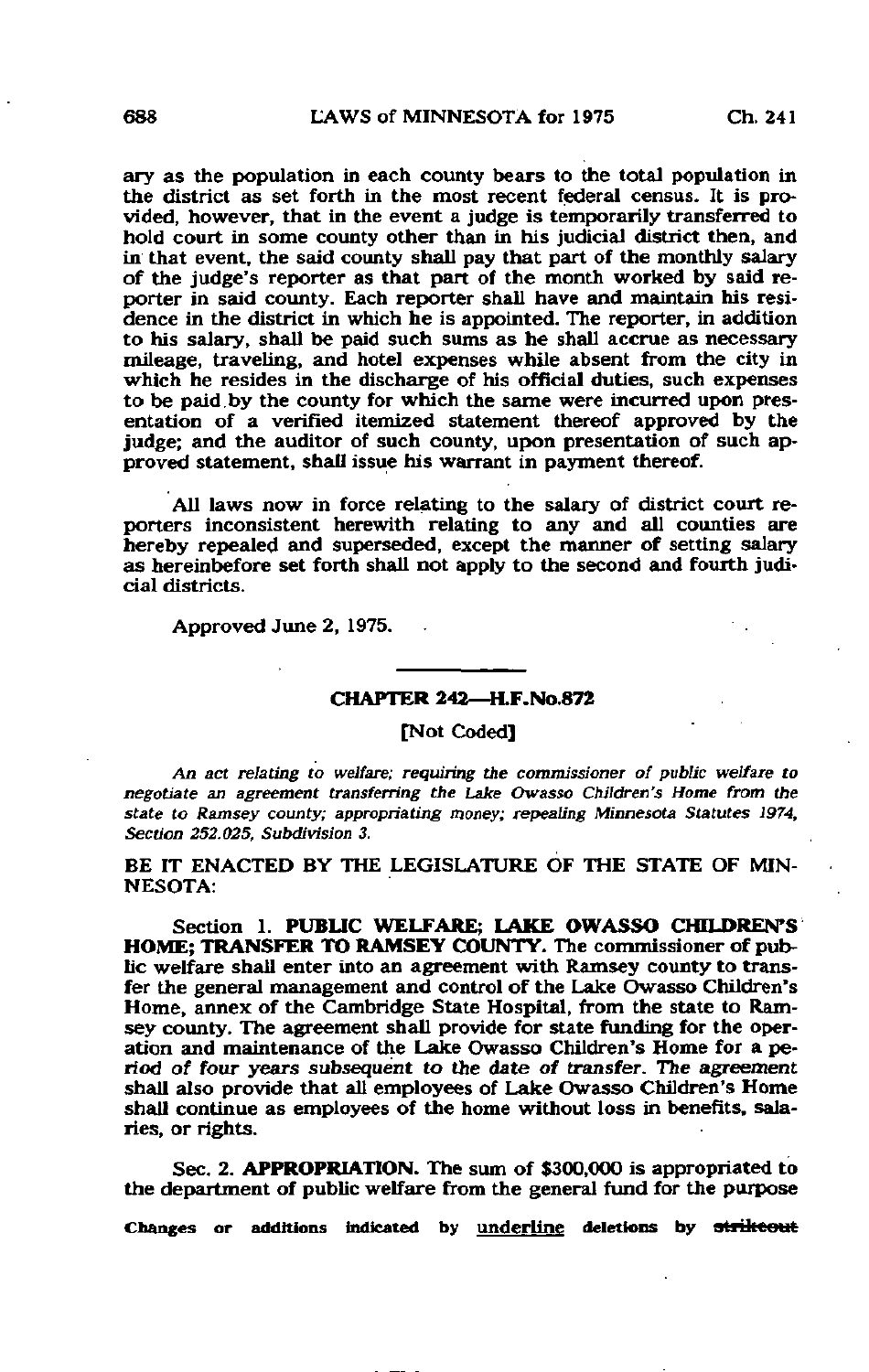ary as the population in each county bears to the total population in the district as set forth in the most recent federal census. It is provided, however, that in the event a judge is temporarily transferred to hold court in some county other than in his judicial district then, and in that event, the said county shall pay that part of the monthly salary of the judge's reporter as that part of the month worked by said reporter in said county. Each reporter shall have and maintain his residence in the district in which he is appointed. The reporter, in addition to his salary, shall be paid such sums as he shall accrue as necessary mileage, traveling, and hotel expenses while absent from the city in which he resides in the discharge of his official duties, such expenses to be paid by the county for which the same were incurred upon presentation of a verified itemized statement thereof approved by the judge; and the auditor of such county, upon presentation of such approved statement, shall issue his warrant in payment thereof.

All laws now in force relating to the salary of district court reporters inconsistent herewith relating to any and all counties are hereby repealed and superseded, except the manner of setting salary as hereinbefore set forth shall not apply to the second and fourth judicial districts.

Approved June 2, 1975.

## CHAPTER 242—H.F.No.872

[Not Coded]

*An act relating to welfare; requiring the commissioner of public welfare to negotiate an agreement transferring the Lake Owasso Children's Home from the state to Ramsey county; appropriating money; repealing Minnesota Statutes 1974, Section 252.025, Subdivision 3.*

BE IT ENACTED BY THE LEGISLATURE OF THE STATE OF MINNESOTA:

Section 1. **PUBLIC WELFARE; LAKE OWASSO CHILDREN'S HOME; TRANSFER TO RAMSEY COUNTY.** The commissioner of public welfare shall enter into an agreement with Ramsey county to transfer the general management and control of the Lake Owasso Children's Home, annex of the Cambridge State Hospital, from the state to Ramsey county. The agreement shall provide for state funding for the operation and maintenance of the Lake Owasso Children's Home for a period of four years subsequent to the date of transfer. The agreement shall also provide that all employees of Lake Owasso Children's Home shall continue as employees of the home without loss in benefits, salaries, or rights.

Sec. 2. **APPROPRIATION.** The sum of $300,000 is appropriated to the department of public welfare from the general fund for the purpose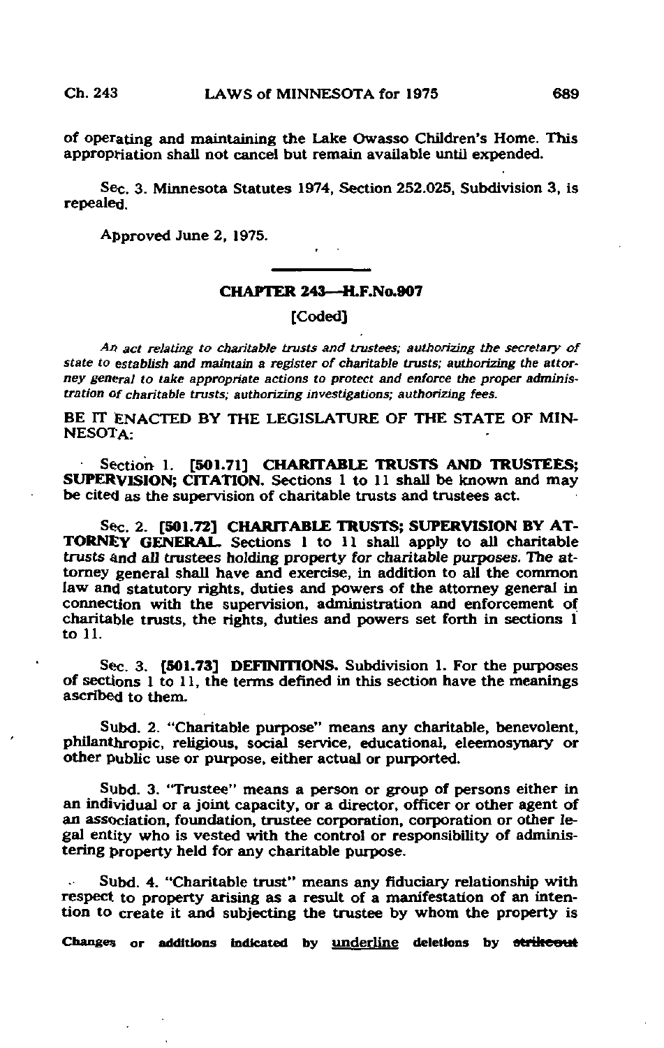of operating and maintaining the Lake Owasso Children's Home. This appropriation shall not cancel but remain available until expended.

Sec. 3. Minnesota Statutes 1974, Section 252.025, Subdivision 3, is repealed.

Approved June 2, 1975.

## CHAPTER 243—H.F.No.907

[Coded]

*An act relating to charitable trusts and trustees; authorizing the secretary of state to establish and maintain a register of charitable trusts; authorizing the attorney general to take appropriate actions to protect and enforce the proper administration of charitable trusts; authorizing investigations; authorizing fees.*

BE IT ENACTED BY THE LEGISLATURE OF THE STATE OF MINNESOTA:

Section 1. [501.71] **CHARITABLE TRUSTS AND TRUSTEES; SUPERVISION; CITATION.** Sections 1 to 11 shall be known and may be cited as the supervision of charitable trusts and trustees act.

Sec. 2. [501.72] **CHARITABLE TRUSTS; SUPERVISION BY ATTORNEY GENERAL.** Sections 1 to 11 shall apply to all charitable trusts and all trustees holding property for charitable purposes. The attorney general shall have and exercise, in addition to all the common law and statutory rights, duties and powers of the attorney general in connection with the supervision, administration and enforcement of charitable trusts, the rights, duties and powers set forth in sections 1 to 11.

Sec. 3. [501.73] **DEFINITIONS.** Subdivision 1. For the purposes of sections 1 to 11, the terms defined in this section have the meanings ascribed to them.

Subd. 2. "Charitable purpose" means any charitable, benevolent, philanthropic, religious, social service, educational, eleemosynary or other public use or purpose, either actual or purported.

Subd. 3. "Trustee" means a person or group of persons either in an individual or a joint capacity, or a director, officer or other agent of an association, foundation, trustee corporation, corporation or other legal entity who is vested with the control or responsibility of administering property held for any charitable purpose.

Subd. 4. "Charitable trust" means any fiduciary relationship with respect to property arising as a result of a manifestation of an intention to create it and subjecting the trustee by whom the property is

Changes or additions indicated by underline deletions by ~~strikeout~~